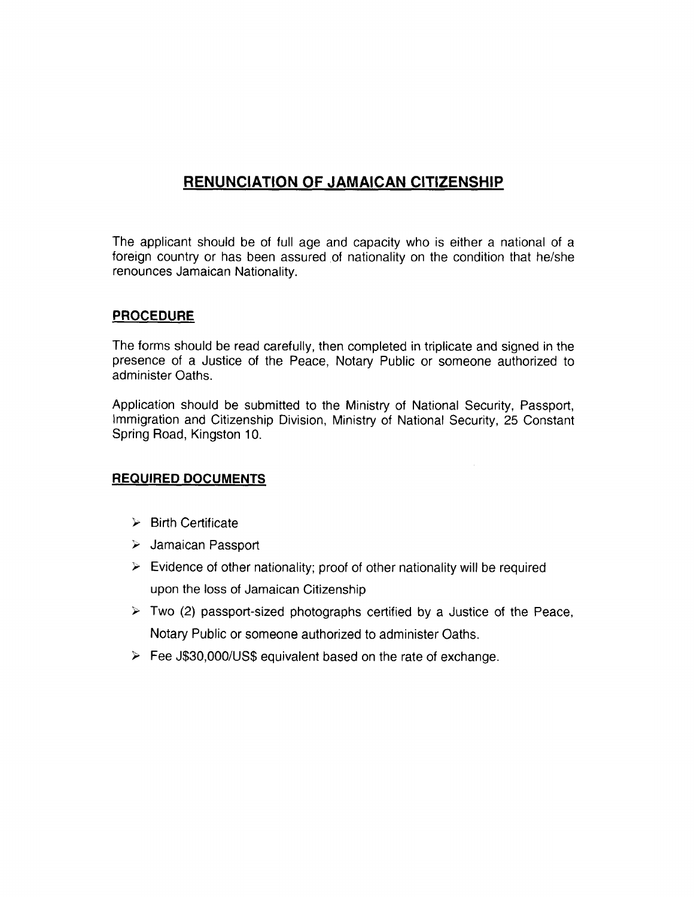# RENUNCIATION OF JAMAICAN CITIZENSHIP

The applicant should be of full age and capacity who is either a national of a foreign country or has been assured of nationality on the condition that he/she renounces Jamaican Nationality.

## PROCEDURE

The forms should be read carefully, then completed in triplicate and signed in the presence of a Justice of the Peace, Notary Public or someone authorized to administer Oaths.

Application should be submitted to the Ministry of National Security, Passport, Immigration and Citizenship Division, Ministry of National Security, 25 Constant Spring Road, Kingston 10.

## REQUIRED DOCUMENTS

- Birth Certificate
- Jamaican Passport
- Evidence of other nationality; proof of other nationality will be required upon the loss of Jamaican Citizenship
- Two (2) passport-sized photographs certified by a Justice of the Peace, Notary Public or someone authorized to administer Oaths.
- Fee J$30,000/US$ equivalent based on the rate of exchange.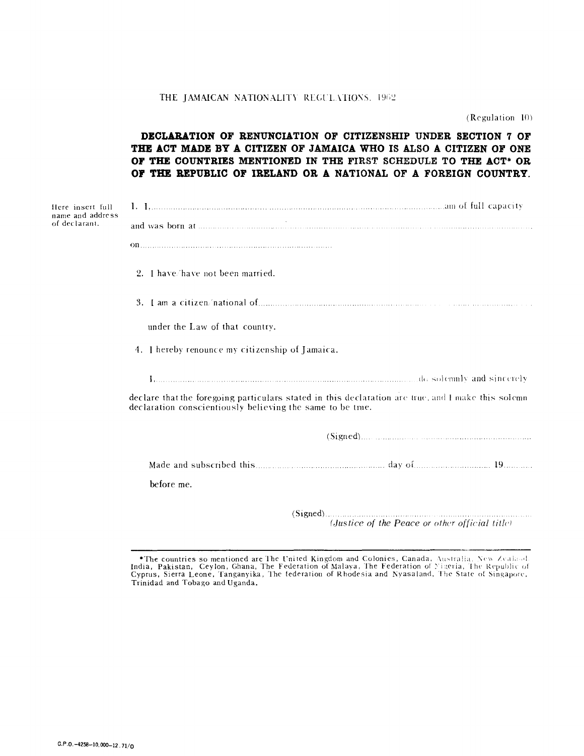THE JAMAICAN NATIONALITY REGULATIONS, 1962

(Regulation 10)

## DECLARATION OF RENUNCIATION OF CITIZENSHIP UNDER SECTION 7 OF THE ACT MADE BY A CITIZEN OF JAMAICA WHO IS ALSO A CITIZEN OF ONE OF THE COUNTRIES MENTIONED IN THE FIRST SCHEDULE TO THE ACT* OR OF THE REPUBLIC OF IRELAND OR A NATIONAL OF A FOREIGN COUNTRY.

Here insert full name and address of declarant.

1. I,.................................................................................................................am of full capacity and was born at.................................................................................................................................................. on...........................................................................

2. I have/have not been married.

3. I am a citizen/national of..................................................................................................................... under the Law of that country.

4. I hereby renounce my citizenship of Jamaica.

I,......................................................................................................do solemnly and sincerely declare that the foregoing particulars stated in this declaration are true, and I make this solemn declaration conscientiously believing the same to be true.

(Signed)..........................................................................

Made and subscribed this.................................................. day of.............................. 19...........

before me.

(Signed)..........................................................................
*(Justice of the Peace or other official title)*

---

*The countries so mentioned are The United Kingdom and Colonies, Canada, Australia, New Zealand, India, Pakistan, Ceylon, Ghana, The Federation of Malaya, The Federation of Nigeria, The Republic of Cyprus, Sierra Leone, Tanganyika, The federation of Rhodesia and Nyasaland, The State of Singapore, Trinidad and Tobago and Uganda.

G.P.O.-4258-10,000-12.71/O